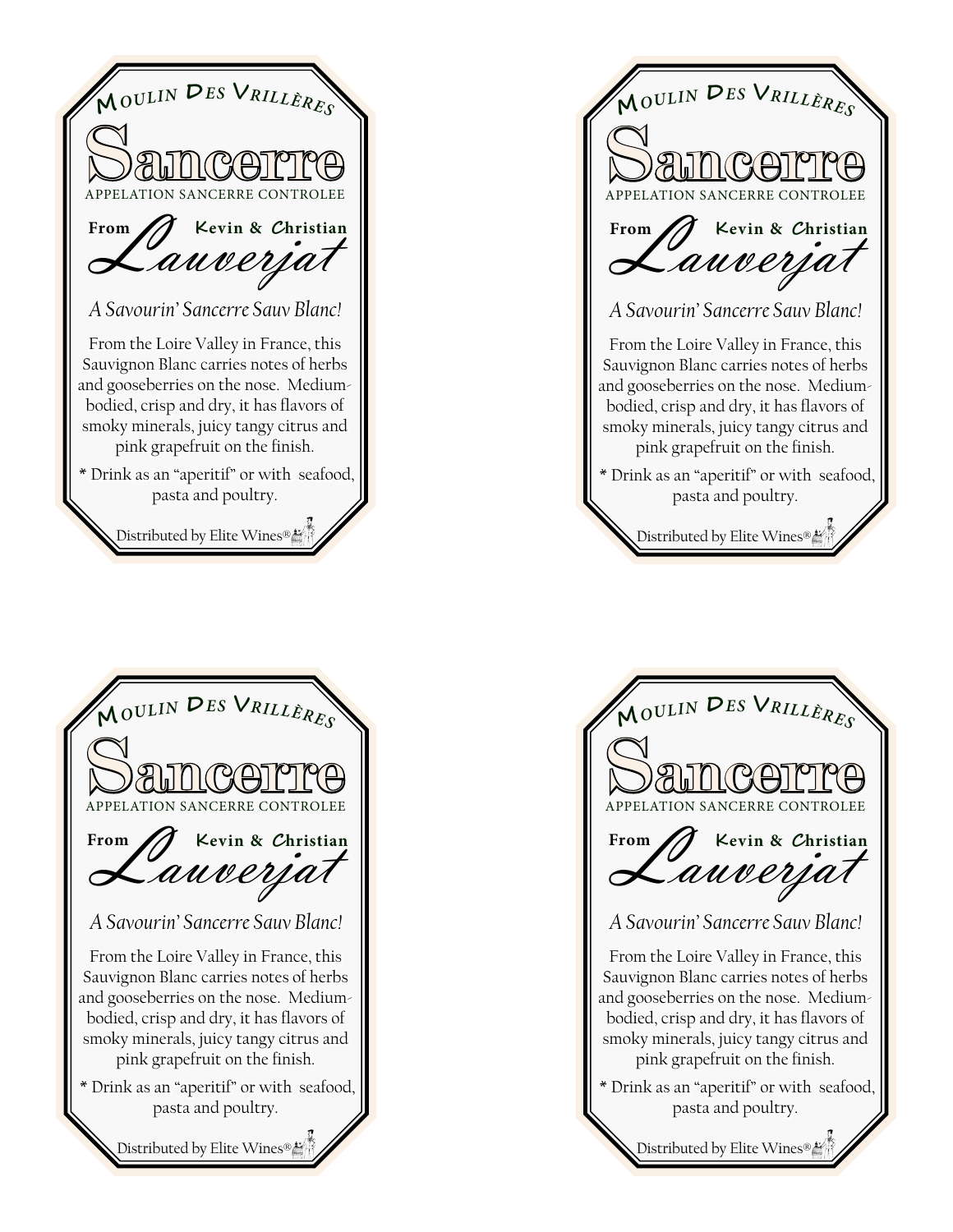Moulin Des Vrillères

# Sancerre

APPELATION SANCERRE CONTROLEE

From Kevin & Christian

## Lauverjat

*A Savourin' Sancerre Sauv Blanc!*

From the Loire Valley in France, this Sauvignon Blanc carries notes of herbs and gooseberries on the nose. Medium-bodied, crisp and dry, it has flavors of smoky minerals, juicy tangy citrus and pink grapefruit on the finish.

* Drink as an "aperitif" or with seafood, pasta and poultry.

Distributed by Elite Wines®

---

Moulin Des Vrillères

# Sancerre

APPELATION SANCERRE CONTROLEE

From Kevin & Christian

## Lauverjat

*A Savourin' Sancerre Sauv Blanc!*

From the Loire Valley in France, this Sauvignon Blanc carries notes of herbs and gooseberries on the nose. Medium-bodied, crisp and dry, it has flavors of smoky minerals, juicy tangy citrus and pink grapefruit on the finish.

* Drink as an "aperitif" or with seafood, pasta and poultry.

Distributed by Elite Wines®

---

Moulin Des Vrillères

# Sancerre

APPELATION SANCERRE CONTROLEE

From Kevin & Christian

## Lauverjat

*A Savourin' Sancerre Sauv Blanc!*

From the Loire Valley in France, this Sauvignon Blanc carries notes of herbs and gooseberries on the nose. Medium-bodied, crisp and dry, it has flavors of smoky minerals, juicy tangy citrus and pink grapefruit on the finish.

* Drink as an "aperitif" or with seafood, pasta and poultry.

Distributed by Elite Wines®

---

Moulin Des Vrillères

# Sancerre

APPELATION SANCERRE CONTROLEE

From Kevin & Christian

## Lauverjat

*A Savourin' Sancerre Sauv Blanc!*

From the Loire Valley in France, this Sauvignon Blanc carries notes of herbs and gooseberries on the nose. Medium-bodied, crisp and dry, it has flavors of smoky minerals, juicy tangy citrus and pink grapefruit on the finish.

* Drink as an "aperitif" or with seafood, pasta and poultry.

Distributed by Elite Wines®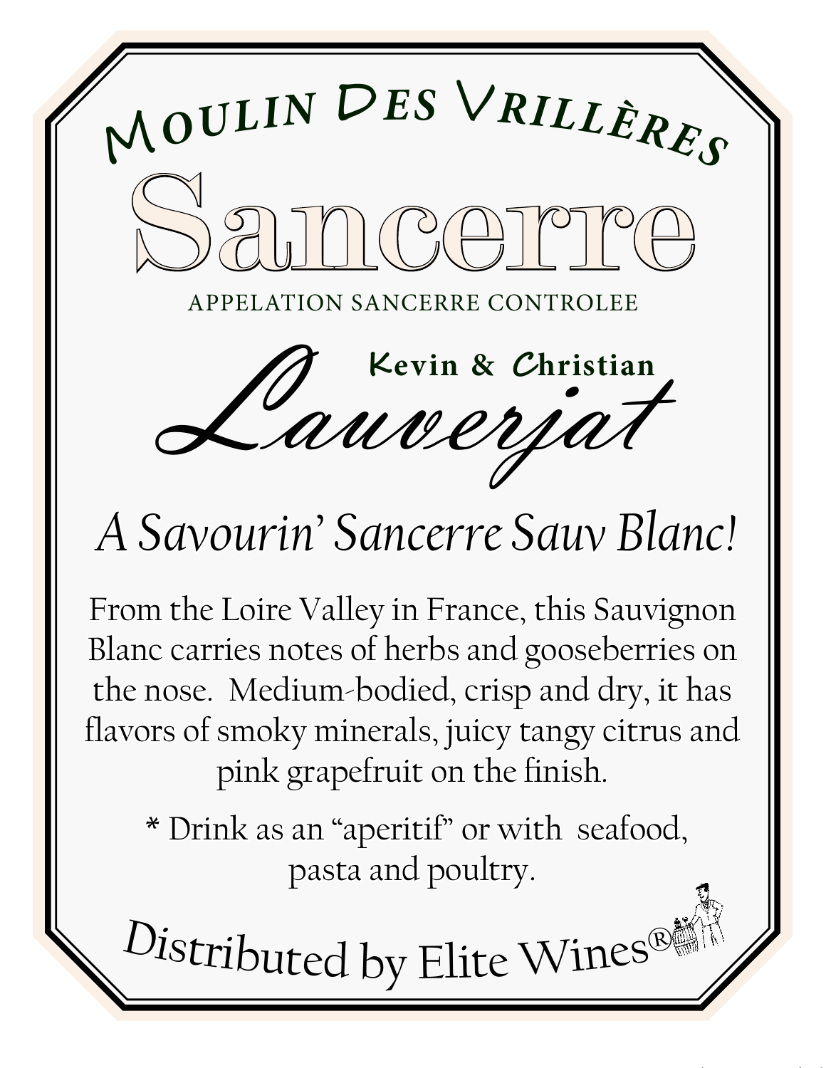# Moulin Des Vrillères

# Sancerre

APPELATION SANCERRE CONTROLEE

**Kevin & Christian**

## *Lauverjat*

### *A Savourin' Sancerre Sauv Blanc!*

From the Loire Valley in France, this Sauvignon Blanc carries notes of herbs and gooseberries on the nose. Medium-bodied, crisp and dry, it has flavors of smoky minerals, juicy tangy citrus and pink grapefruit on the finish.

* Drink as an "aperitif" or with seafood, pasta and poultry.

Distributed by Elite Wines®